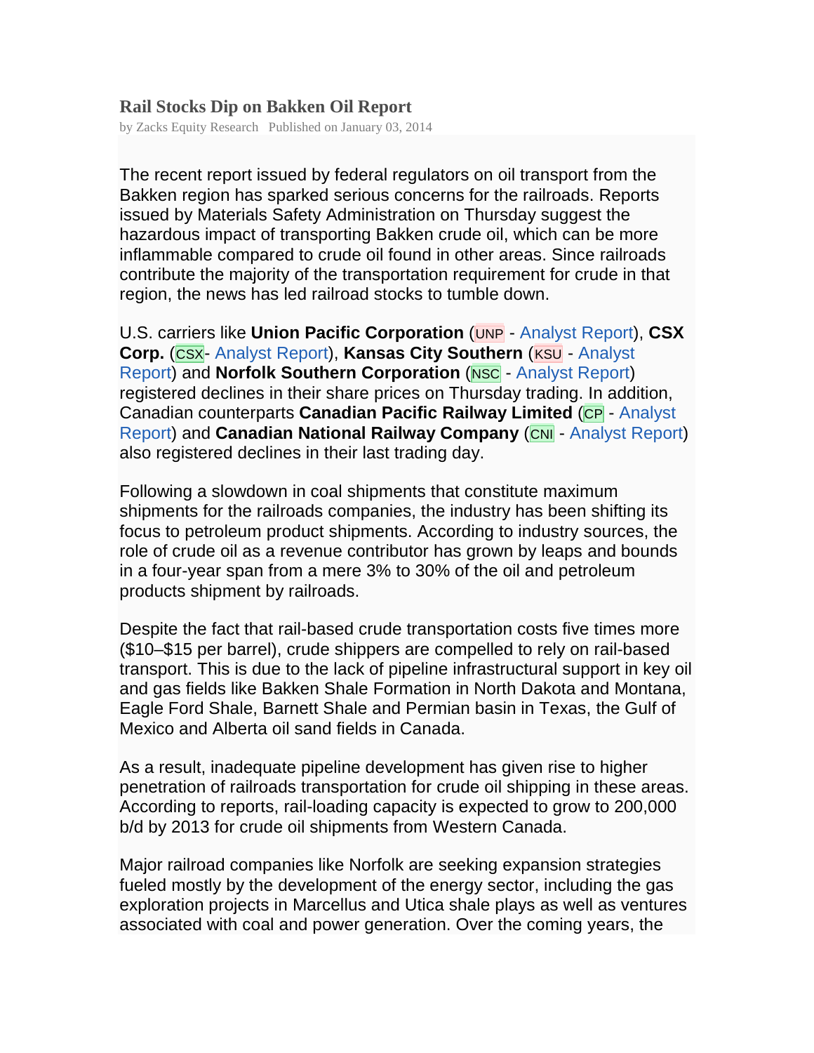# Rail Stocks Dip on Bakken Oil Report

by Zacks Equity Research Published on January 03, 2014

The recent report issued by federal regulators on oil transport from the Bakken region has sparked serious concerns for the railroads. Reports issued by Materials Safety Administration on Thursday suggest the hazardous impact of transporting Bakken crude oil, which can be more inflammable compared to crude oil found in other areas. Since railroads contribute the majority of the transportation requirement for crude in that region, the news has led railroad stocks to tumble down.

U.S. carriers like **Union Pacific Corporation** (UNP - Analyst Report), **CSX Corp.** (CSX- Analyst Report), **Kansas City Southern** (KSU - Analyst Report) and **Norfolk Southern Corporation** (NSC - Analyst Report) registered declines in their share prices on Thursday trading. In addition, Canadian counterparts **Canadian Pacific Railway Limited** (CP - Analyst Report) and **Canadian National Railway Company** (CNI - Analyst Report) also registered declines in their last trading day.

Following a slowdown in coal shipments that constitute maximum shipments for the railroads companies, the industry has been shifting its focus to petroleum product shipments. According to industry sources, the role of crude oil as a revenue contributor has grown by leaps and bounds in a four-year span from a mere 3% to 30% of the oil and petroleum products shipment by railroads.

Despite the fact that rail-based crude transportation costs five times more ($10–$15 per barrel), crude shippers are compelled to rely on rail-based transport. This is due to the lack of pipeline infrastructural support in key oil and gas fields like Bakken Shale Formation in North Dakota and Montana, Eagle Ford Shale, Barnett Shale and Permian basin in Texas, the Gulf of Mexico and Alberta oil sand fields in Canada.

As a result, inadequate pipeline development has given rise to higher penetration of railroads transportation for crude oil shipping in these areas. According to reports, rail-loading capacity is expected to grow to 200,000 b/d by 2013 for crude oil shipments from Western Canada.

Major railroad companies like Norfolk are seeking expansion strategies fueled mostly by the development of the energy sector, including the gas exploration projects in Marcellus and Utica shale plays as well as ventures associated with coal and power generation. Over the coming years, the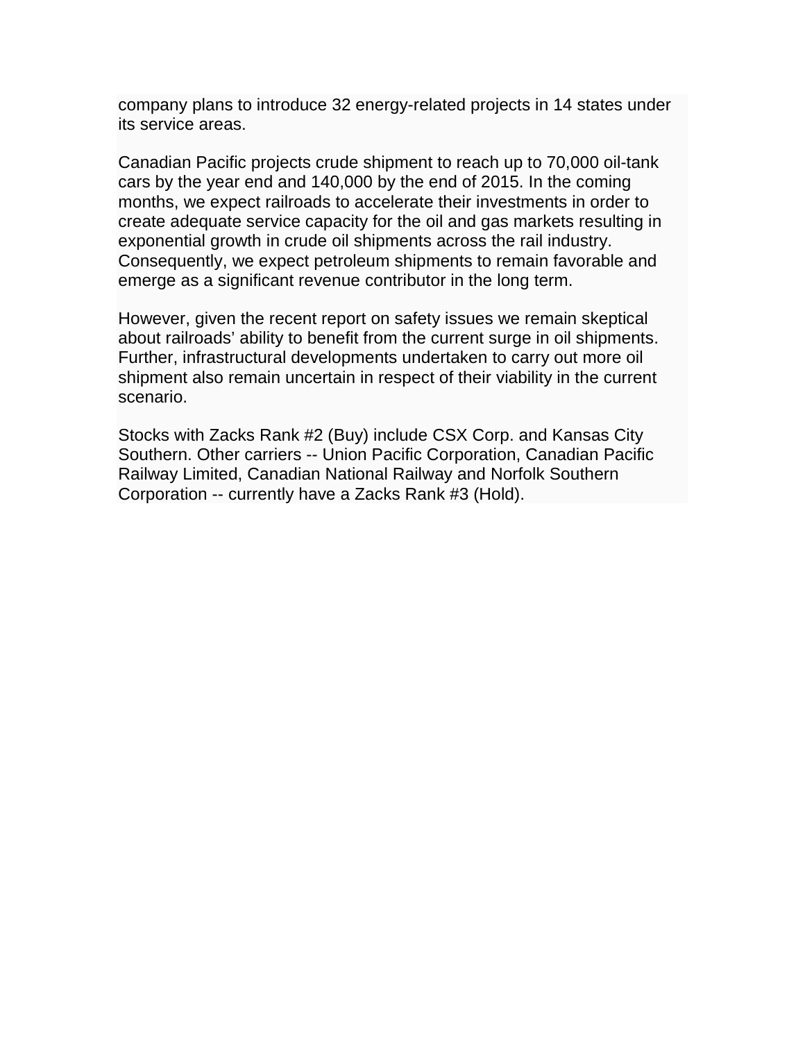company plans to introduce 32 energy-related projects in 14 states under its service areas.

Canadian Pacific projects crude shipment to reach up to 70,000 oil-tank cars by the year end and 140,000 by the end of 2015. In the coming months, we expect railroads to accelerate their investments in order to create adequate service capacity for the oil and gas markets resulting in exponential growth in crude oil shipments across the rail industry. Consequently, we expect petroleum shipments to remain favorable and emerge as a significant revenue contributor in the long term.

However, given the recent report on safety issues we remain skeptical about railroads' ability to benefit from the current surge in oil shipments. Further, infrastructural developments undertaken to carry out more oil shipment also remain uncertain in respect of their viability in the current scenario.

Stocks with Zacks Rank #2 (Buy) include CSX Corp. and Kansas City Southern. Other carriers -- Union Pacific Corporation, Canadian Pacific Railway Limited, Canadian National Railway and Norfolk Southern Corporation -- currently have a Zacks Rank #3 (Hold).